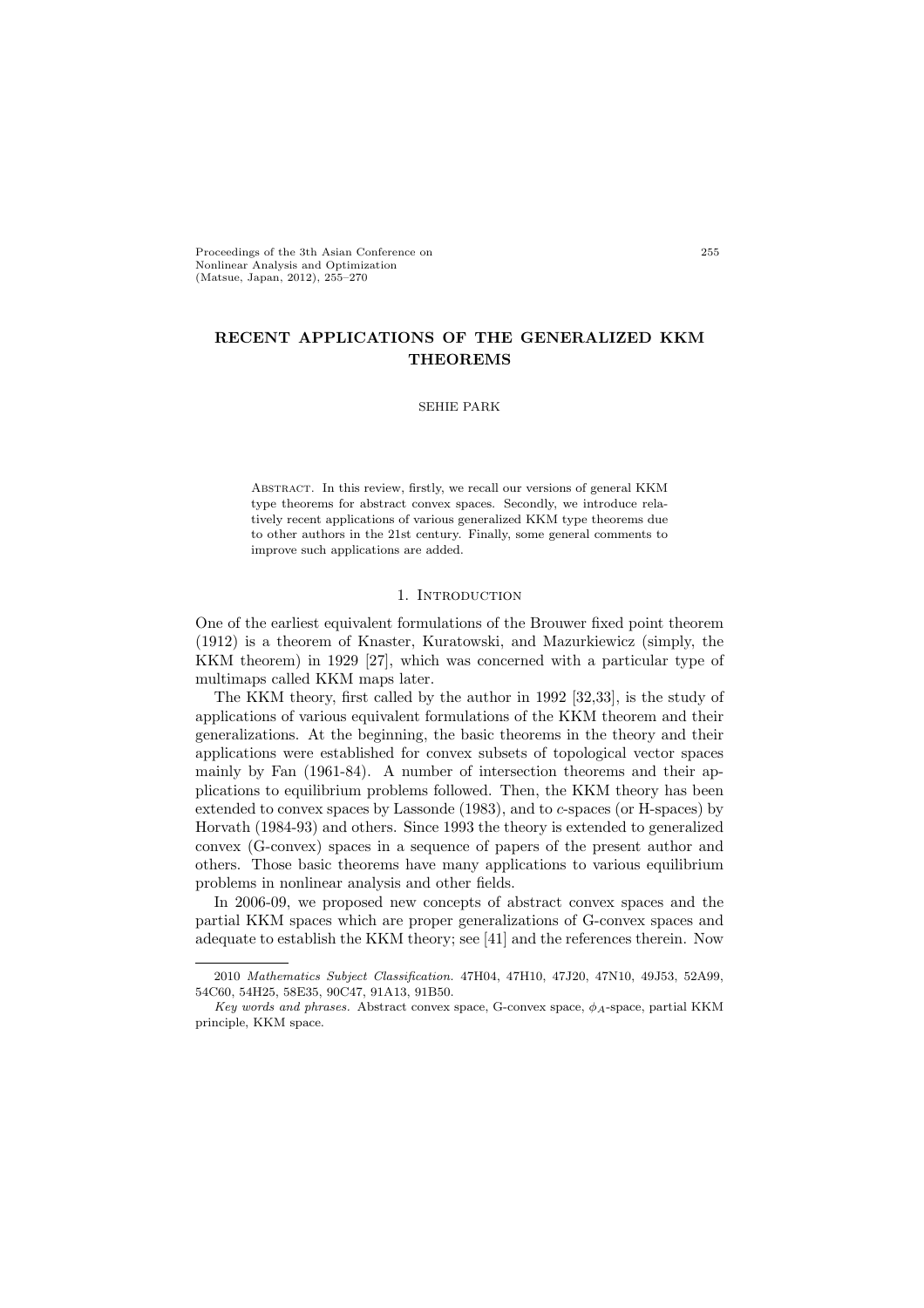# RECENT APPLICATIONS OF THE GENERALIZED KKM THEOREMS

SEHIE PARK

Abstract. In this review, firstly, we recall our versions of general KKM type theorems for abstract convex spaces. Secondly, we introduce relatively recent applications of various generalized KKM type theorems due to other authors in the 21st century. Finally, some general comments to improve such applications are added.

## 1. Introduction

One of the earliest equivalent formulations of the Brouwer fixed point theorem (1912) is a theorem of Knaster, Kuratowski, and Mazurkiewicz (simply, the KKM theorem) in 1929 [27], which was concerned with a particular type of multimaps called KKM maps later.

The KKM theory, first called by the author in 1992 [32,33], is the study of applications of various equivalent formulations of the KKM theorem and their generalizations. At the beginning, the basic theorems in the theory and their applications were established for convex subsets of topological vector spaces mainly by Fan (1961-84). A number of intersection theorems and their applications to equilibrium problems followed. Then, the KKM theory has been extended to convex spaces by Lassonde (1983), and to $c$-spaces (or H-spaces) by Horvath (1984-93) and others. Since 1993 the theory is extended to generalized convex (G-convex) spaces in a sequence of papers of the present author and others. Those basic theorems have many applications to various equilibrium problems in nonlinear analysis and other fields.

In 2006-09, we proposed new concepts of abstract convex spaces and the partial KKM spaces which are proper generalizations of G-convex spaces and adequate to establish the KKM theory; see [41] and the references therein. Now

---

2010 *Mathematics Subject Classification.* 47H04, 47H10, 47J20, 47N10, 49J53, 52A99, 54C60, 54H25, 58E35, 90C47, 91A13, 91B50.

*Key words and phrases.* Abstract convex space, G-convex space, $\phi_A$-space, partial KKM principle, KKM space.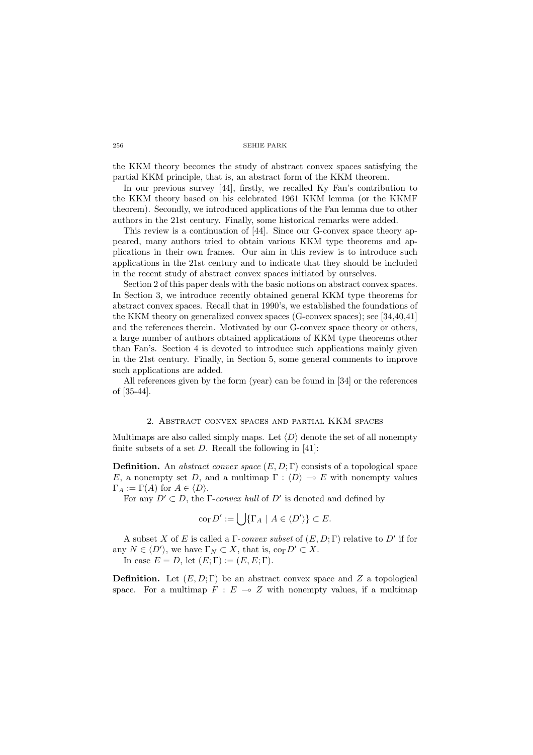the KKM theory becomes the study of abstract convex spaces satisfying the partial KKM principle, that is, an abstract form of the KKM theorem.

In our previous survey [44], firstly, we recalled Ky Fan's contribution to the KKM theory based on his celebrated 1961 KKM lemma (or the KKMF theorem). Secondly, we introduced applications of the Fan lemma due to other authors in the 21st century. Finally, some historical remarks were added.

This review is a continuation of [44]. Since our G-convex space theory appeared, many authors tried to obtain various KKM type theorems and applications in their own frames. Our aim in this review is to introduce such applications in the 21st century and to indicate that they should be included in the recent study of abstract convex spaces initiated by ourselves.

Section 2 of this paper deals with the basic notions on abstract convex spaces. In Section 3, we introduce recently obtained general KKM type theorems for abstract convex spaces. Recall that in 1990's, we established the foundations of the KKM theory on generalized convex spaces (G-convex spaces); see [34,40,41] and the references therein. Motivated by our G-convex space theory or others, a large number of authors obtained applications of KKM type theorems other than Fan's. Section 4 is devoted to introduce such applications mainly given in the 21st century. Finally, in Section 5, some general comments to improve such applications are added.

All references given by the form (year) can be found in [34] or the references of [35-44].

## 2. Abstract convex spaces and partial KKM spaces

Multimaps are also called simply maps. Let $\langle D\rangle$ denote the set of all nonempty finite subsets of a set $D$. Recall the following in [41]:

**Definition.** An *abstract convex space* $(E, D; \Gamma)$ consists of a topological space $E$, a nonempty set $D$, and a multimap $\Gamma : \langle D\rangle \multimap E$ with nonempty values $\Gamma_A := \Gamma(A)$ for $A \in \langle D\rangle$.

For any $D' \subset D$, the $\Gamma$-*convex hull* of $D'$ is denoted and defined by

$$\mathrm{co}_\Gamma D' := \bigcup\{\Gamma_A \mid A \in \langle D'\rangle\} \subset E.$$

A subset $X$ of $E$ is called a $\Gamma$-*convex subset* of $(E, D; \Gamma)$ relative to $D'$ if for any $N \in \langle D'\rangle$, we have $\Gamma_N \subset X$, that is, $\mathrm{co}_\Gamma D' \subset X$.

In case $E = D$, let $(E; \Gamma) := (E, E; \Gamma)$.

**Definition.** Let $(E, D; \Gamma)$ be an abstract convex space and $Z$ a topological space. For a multimap $F : E \multimap Z$ with nonempty values, if a multimap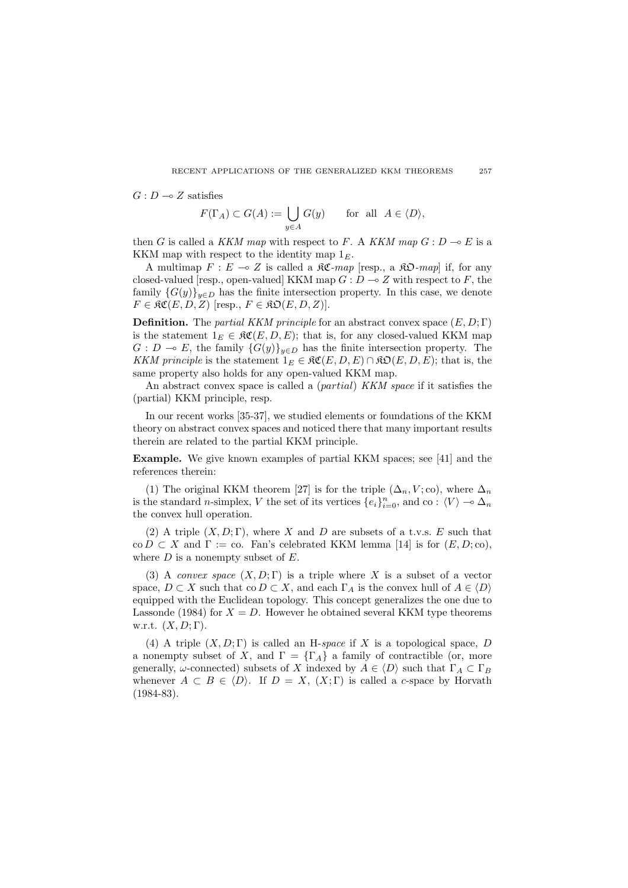$G : D \multimap Z$ satisfies

$$F(\Gamma_A) \subset G(A) := \bigcup_{y \in A} G(y) \qquad \text{for all } \; A \in \langle D \rangle,$$

then $G$ is called a *KKM map* with respect to $F$. A *KKM map* $G : D \multimap E$ is a KKM map with respect to the identity map $1_E$.

A multimap $F : E \multimap Z$ is called a $\mathfrak{KC}$*-map* [resp., a $\mathfrak{KO}$*-map*] if, for any closed-valued [resp., open-valued] KKM map $G : D \multimap Z$ with respect to $F$, the family $\{G(y)\}_{y \in D}$ has the finite intersection property. In this case, we denote $F \in \mathfrak{KC}(E, D, Z)$ [resp., $F \in \mathfrak{KO}(E, D, Z)$].

**Definition.** The *partial KKM principle* for an abstract convex space $(E, D; \Gamma)$ is the statement $1_E \in \mathfrak{KC}(E, D, E)$; that is, for any closed-valued KKM map $G : D \multimap E$, the family $\{G(y)\}_{y \in D}$ has the finite intersection property. The *KKM principle* is the statement $1_E \in \mathfrak{KC}(E, D, E) \cap \mathfrak{KO}(E, D, E)$; that is, the same property also holds for any open-valued KKM map.

An abstract convex space is called a (*partial*) *KKM space* if it satisfies the (partial) KKM principle, resp.

In our recent works [35-37], we studied elements or foundations of the KKM theory on abstract convex spaces and noticed there that many important results therein are related to the partial KKM principle.

**Example.** We give known examples of partial KKM spaces; see [41] and the references therein:

(1) The original KKM theorem [27] is for the triple $(\Delta_n, V; \mathrm{co})$, where $\Delta_n$ is the standard $n$-simplex, $V$ the set of its vertices $\{e_i\}_{i=0}^n$, and $\mathrm{co} : \langle V \rangle \multimap \Delta_n$ the convex hull operation.

(2) A triple $(X, D; \Gamma)$, where $X$ and $D$ are subsets of a t.v.s. $E$ such that $\mathrm{co}\, D \subset X$ and $\Gamma := \mathrm{co}$. Fan's celebrated KKM lemma [14] is for $(E, D; \mathrm{co})$, where $D$ is a nonempty subset of $E$.

(3) A *convex space* $(X, D; \Gamma)$ is a triple where $X$ is a subset of a vector space, $D \subset X$ such that $\mathrm{co}\, D \subset X$, and each $\Gamma_A$ is the convex hull of $A \in \langle D \rangle$ equipped with the Euclidean topology. This concept generalizes the one due to Lassonde (1984) for $X = D$. However he obtained several KKM type theorems w.r.t. $(X, D; \Gamma)$.

(4) A triple $(X, D; \Gamma)$ is called an H*-space* if $X$ is a topological space, $D$ a nonempty subset of $X$, and $\Gamma = \{\Gamma_A\}$ a family of contractible (or, more generally, $\omega$-connected) subsets of $X$ indexed by $A \in \langle D \rangle$ such that $\Gamma_A \subset \Gamma_B$ whenever $A \subset B \in \langle D \rangle$. If $D = X$, $(X; \Gamma)$ is called a $c$-space by Horvath (1984-83).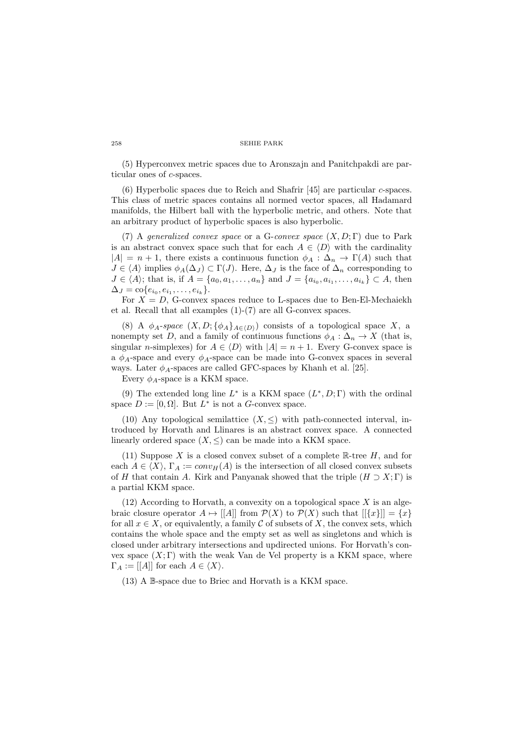(5) Hyperconvex metric spaces due to Aronszajn and Panitchpakdi are particular ones of $c$-spaces.

(6) Hyperbolic spaces due to Reich and Shafrir [45] are particular $c$-spaces. This class of metric spaces contains all normed vector spaces, all Hadamard manifolds, the Hilbert ball with the hyperbolic metric, and others. Note that an arbitrary product of hyperbolic spaces is also hyperbolic.

(7) A *generalized convex space* or a *G-convex space* $(X, D; \Gamma)$ due to Park is an abstract convex space such that for each $A \in \langle D \rangle$ with the cardinality $|A| = n + 1$, there exists a continuous function $\phi_A : \Delta_n \to \Gamma(A)$ such that $J \in \langle A \rangle$ implies $\phi_A(\Delta_J) \subset \Gamma(J)$. Here, $\Delta_J$ is the face of $\Delta_n$ corresponding to $J \in \langle A \rangle$; that is, if $A = \{a_0, a_1, \ldots, a_n\}$ and $J = \{a_{i_0}, a_{i_1}, \ldots, a_{i_k}\} \subset A$, then $\Delta_J = \mathrm{co}\{e_{i_0}, e_{i_1}, \ldots, e_{i_k}\}$.

For $X = D$, G-convex spaces reduce to L-spaces due to Ben-El-Mechaiekh et al. Recall that all examples (1)-(7) are all G-convex spaces.

(8) A *$\phi_A$-space* $(X, D; \{\phi_A\}_{A \in \langle D \rangle})$ consists of a topological space $X$, a nonempty set $D$, and a family of continuous functions $\phi_A : \Delta_n \to X$ (that is, singular $n$-simplexes) for $A \in \langle D \rangle$ with $|A| = n + 1$. Every G-convex space is a $\phi_A$-space and every $\phi_A$-space can be made into G-convex spaces in several ways. Later $\phi_A$-spaces are called GFC-spaces by Khanh et al. [25].

Every $\phi_A$-space is a KKM space.

(9) The extended long line $L^*$ is a KKM space $(L^*, D; \Gamma)$ with the ordinal space $D := [0, \Omega]$. But $L^*$ is not a $G$-convex space.

(10) Any topological semilattice $(X, \leq)$ with path-connected interval, introduced by Horvath and Llinares is an abstract convex space. A connected linearly ordered space $(X, \leq)$ can be made into a KKM space.

(11) Suppose $X$ is a closed convex subset of a complete $\mathbb{R}$-tree $H$, and for each $A \in \langle X \rangle$, $\Gamma_A := conv_H(A)$ is the intersection of all closed convex subsets of $H$ that contain $A$. Kirk and Panyanak showed that the triple $(H \supset X; \Gamma)$ is a partial KKM space.

(12) According to Horvath, a convexity on a topological space $X$ is an algebraic closure operator $A \mapsto [[A]]$ from $\mathcal{P}(X)$ to $\mathcal{P}(X)$ such that $[[\{x\}]] = \{x\}$ for all $x \in X$, or equivalently, a family $\mathcal{C}$ of subsets of $X$, the convex sets, which contains the whole space and the empty set as well as singletons and which is closed under arbitrary intersections and updirected unions. For Horvath's convex space $(X; \Gamma)$ with the weak Van de Vel property is a KKM space, where $\Gamma_A := [[A]]$ for each $A \in \langle X \rangle$.

(13) A $\mathbb{B}$-space due to Briec and Horvath is a KKM space.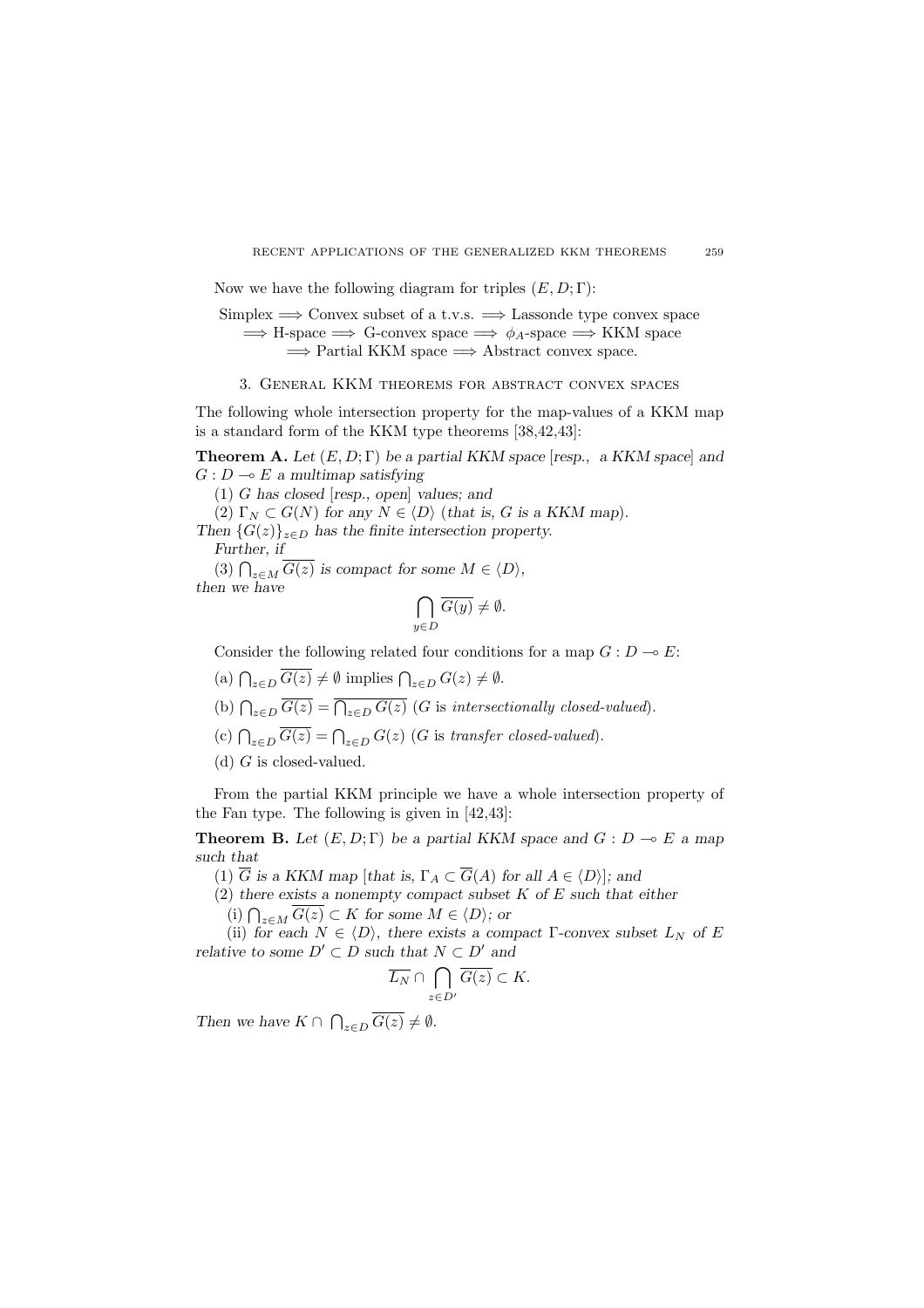Now we have the following diagram for triples $(E, D; \Gamma)$:

Simplex $\Longrightarrow$ Convex subset of a t.v.s. $\Longrightarrow$ Lassonde type convex space
$\Longrightarrow$ H-space $\Longrightarrow$ G-convex space $\Longrightarrow$ $\phi_A$-space $\Longrightarrow$ KKM space
$\Longrightarrow$ Partial KKM space $\Longrightarrow$ Abstract convex space.

## 3. General KKM theorems for abstract convex spaces

The following whole intersection property for the map-values of a KKM map is a standard form of the KKM type theorems [38,42,43]:

**Theorem A.** *Let $(E, D; \Gamma)$ be a partial KKM space* [*resp., a KKM space*] *and $G : D \multimap E$ a multimap satisfying*

*(1) $G$ has closed* [*resp., open*] *values; and*

*(2) $\Gamma_N \subset G(N)$ for any $N \in \langle D \rangle$ (that is, $G$ is a KKM map).*

*Then $\{G(z)\}_{z \in D}$ has the finite intersection property.*

*Further, if*

*(3) $\bigcap_{z \in M} \overline{G(z)}$ is compact for some $M \in \langle D \rangle$,*

*then we have*

$$\bigcap_{y \in D} \overline{G(y)} \neq \emptyset.$$

Consider the following related four conditions for a map $G : D \multimap E$:

(a) $\bigcap_{z \in D} \overline{G(z)} \neq \emptyset$ implies $\bigcap_{z \in D} G(z) \neq \emptyset$.

(b) $\bigcap_{z \in D} \overline{G(z)} = \overline{\bigcap_{z \in D} G(z)}$ ($G$ is *intersectionally closed-valued*).

(c) $\bigcap_{z \in D} \overline{G(z)} = \bigcap_{z \in D} G(z)$ ($G$ is *transfer closed-valued*).

(d) $G$ is closed-valued.

From the partial KKM principle we have a whole intersection property of the Fan type. The following is given in [42,43]:

**Theorem B.** *Let $(E, D; \Gamma)$ be a partial KKM space and $G : D \multimap E$ a map such that*

*(1) $\overline{G}$ is a KKM map [that is, $\Gamma_A \subset \overline{G}(A)$ for all $A \in \langle D \rangle$]; and*

*(2) there exists a nonempty compact subset $K$ of $E$ such that either*

*(i) $\bigcap_{z \in M} \overline{G(z)} \subset K$ for some $M \in \langle D \rangle$; or*

*(ii) for each $N \in \langle D \rangle$, there exists a compact $\Gamma$-convex subset $L_N$ of $E$ relative to some $D' \subset D$ such that $N \subset D'$ and*

$$\overline{L_N} \cap \bigcap_{z \in D'} \overline{G(z)} \subset K.$$

*Then we have $K \cap \bigcap_{z \in D} \overline{G(z)} \neq \emptyset$.*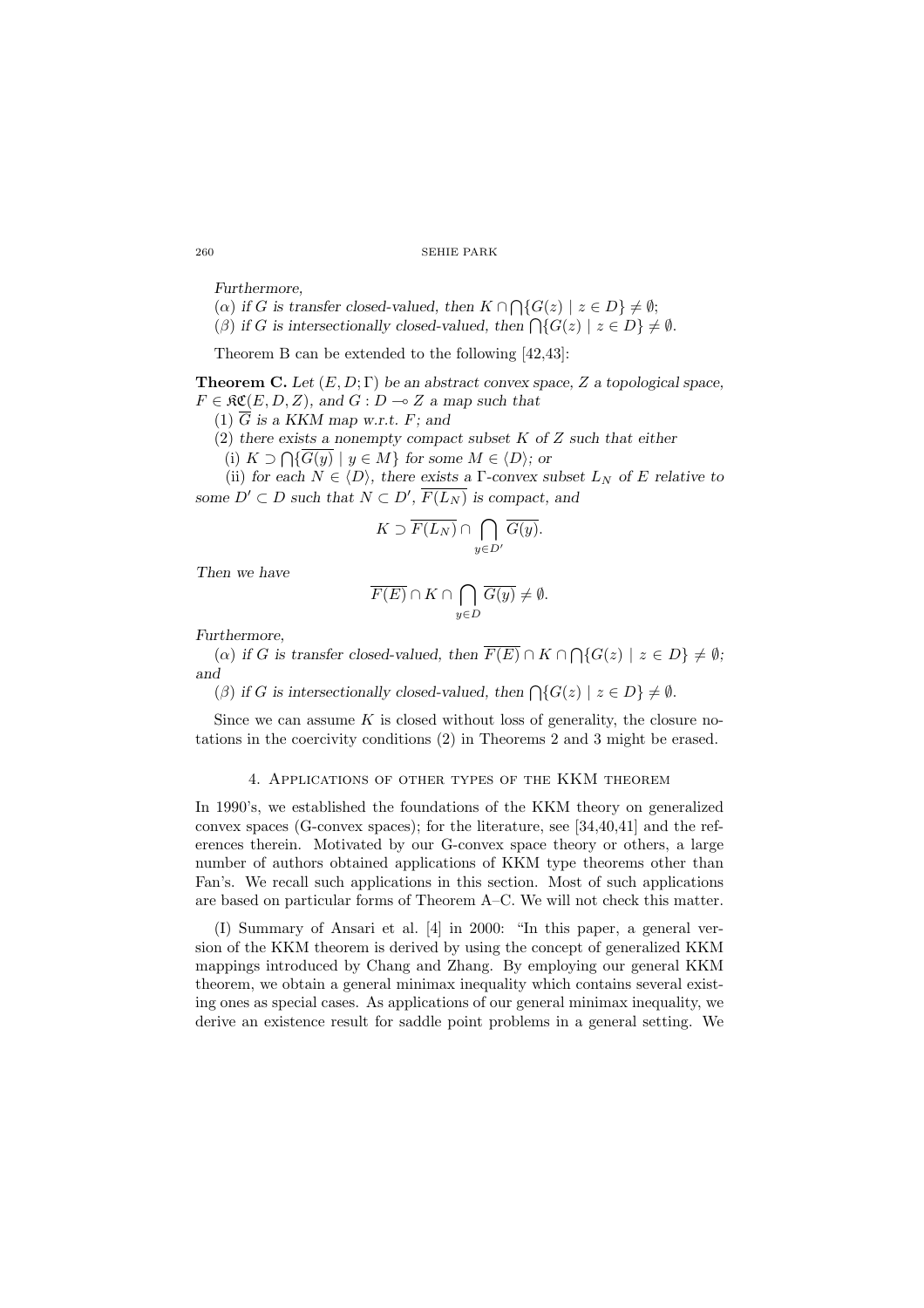*Furthermore,*

($\alpha$) *if $G$ is transfer closed-valued, then $K \cap \bigcap\{G(z) \mid z \in D\} \neq \emptyset$;*

($\beta$) *if $G$ is intersectionally closed-valued, then $\bigcap\{G(z) \mid z \in D\} \neq \emptyset$.*

Theorem B can be extended to the following [42,43]:

**Theorem C.** *Let $(E, D; \Gamma)$ be an abstract convex space, $Z$ a topological space, $F \in \mathfrak{KC}(E, D, Z)$, and $G : D \multimap Z$ a map such that*

(1) *$\overline{G}$ is a KKM map w.r.t. $F$; and*

(2) *there exists a nonempty compact subset $K$ of $Z$ such that either*

(i) *$K \supset \bigcap\{\overline{G(y)} \mid y \in M\}$ for some $M \in \langle D\rangle$; or*

(ii) *for each $N \in \langle D\rangle$, there exists a $\Gamma$-convex subset $L_N$ of $E$ relative to some $D' \subset D$ such that $N \subset D'$, $\overline{F(L_N)}$ is compact, and*

$$K \supset \overline{F(L_N)} \cap \bigcap_{y \in D'} \overline{G(y)}.$$

*Then we have*

$$\overline{F(E)} \cap K \cap \bigcap_{y \in D} \overline{G(y)} \neq \emptyset.$$

*Furthermore,*

($\alpha$) *if $G$ is transfer closed-valued, then $\overline{F(E)} \cap K \cap \bigcap\{G(z) \mid z \in D\} \neq \emptyset$; and*

($\beta$) *if $G$ is intersectionally closed-valued, then $\bigcap\{G(z) \mid z \in D\} \neq \emptyset$.*

Since we can assume $K$ is closed without loss of generality, the closure notations in the coercivity conditions (2) in Theorems 2 and 3 might be erased.

## 4. Applications of other types of the KKM theorem

In 1990's, we established the foundations of the KKM theory on generalized convex spaces (G-convex spaces); for the literature, see [34,40,41] and the references therein. Motivated by our G-convex space theory or others, a large number of authors obtained applications of KKM type theorems other than Fan's. We recall such applications in this section. Most of such applications are based on particular forms of Theorem A–C. We will not check this matter.

(I) Summary of Ansari et al. [4] in 2000: "In this paper, a general version of the KKM theorem is derived by using the concept of generalized KKM mappings introduced by Chang and Zhang. By employing our general KKM theorem, we obtain a general minimax inequality which contains several existing ones as special cases. As applications of our general minimax inequality, we derive an existence result for saddle point problems in a general setting. We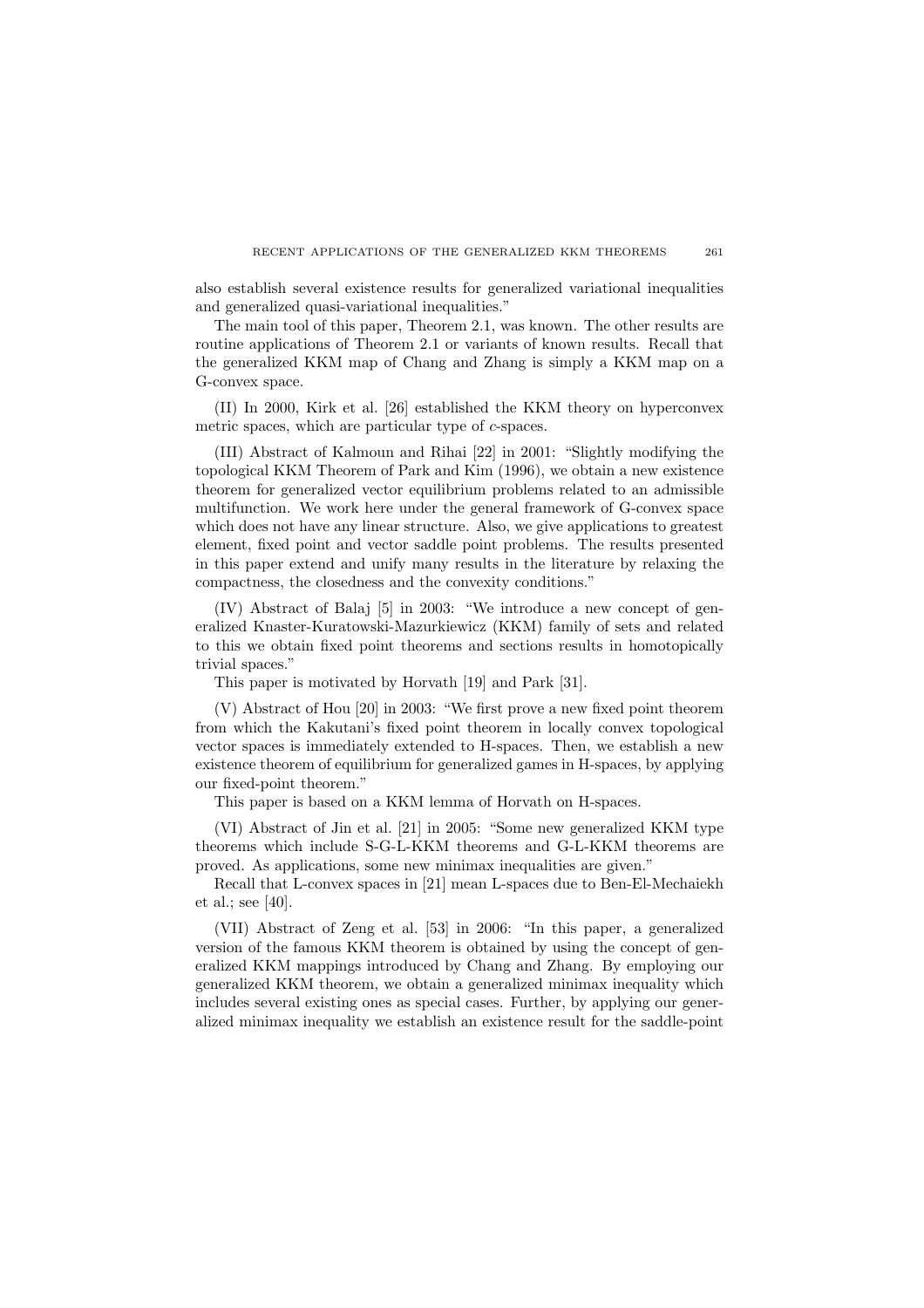also establish several existence results for generalized variational inequalities and generalized quasi-variational inequalities."

The main tool of this paper, Theorem 2.1, was known. The other results are routine applications of Theorem 2.1 or variants of known results. Recall that the generalized KKM map of Chang and Zhang is simply a KKM map on a G-convex space.

(II) In 2000, Kirk et al. [26] established the KKM theory on hyperconvex metric spaces, which are particular type of $c$-spaces.

(III) Abstract of Kalmoun and Rihai [22] in 2001: "Slightly modifying the topological KKM Theorem of Park and Kim (1996), we obtain a new existence theorem for generalized vector equilibrium problems related to an admissible multifunction. We work here under the general framework of G-convex space which does not have any linear structure. Also, we give applications to greatest element, fixed point and vector saddle point problems. The results presented in this paper extend and unify many results in the literature by relaxing the compactness, the closedness and the convexity conditions."

(IV) Abstract of Balaj [5] in 2003: "We introduce a new concept of generalized Knaster-Kuratowski-Mazurkiewicz (KKM) family of sets and related to this we obtain fixed point theorems and sections results in homotopically trivial spaces."

This paper is motivated by Horvath [19] and Park [31].

(V) Abstract of Hou [20] in 2003: "We first prove a new fixed point theorem from which the Kakutani's fixed point theorem in locally convex topological vector spaces is immediately extended to H-spaces. Then, we establish a new existence theorem of equilibrium for generalized games in H-spaces, by applying our fixed-point theorem."

This paper is based on a KKM lemma of Horvath on H-spaces.

(VI) Abstract of Jin et al. [21] in 2005: "Some new generalized KKM type theorems which include S-G-L-KKM theorems and G-L-KKM theorems are proved. As applications, some new minimax inequalities are given."

Recall that L-convex spaces in [21] mean L-spaces due to Ben-El-Mechaiekh et al.; see [40].

(VII) Abstract of Zeng et al. [53] in 2006: "In this paper, a generalized version of the famous KKM theorem is obtained by using the concept of generalized KKM mappings introduced by Chang and Zhang. By employing our generalized KKM theorem, we obtain a generalized minimax inequality which includes several existing ones as special cases. Further, by applying our generalized minimax inequality we establish an existence result for the saddle-point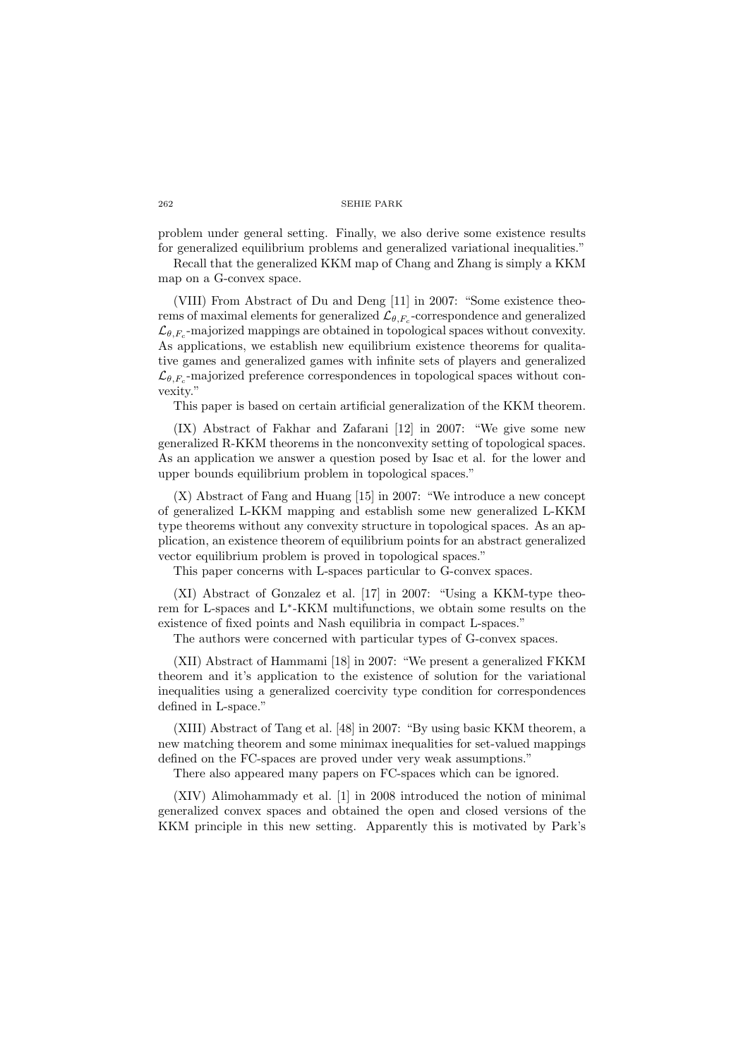problem under general setting. Finally, we also derive some existence results for generalized equilibrium problems and generalized variational inequalities."

Recall that the generalized KKM map of Chang and Zhang is simply a KKM map on a G-convex space.

(VIII) From Abstract of Du and Deng [11] in 2007: "Some existence theorems of maximal elements for generalized $\mathcal{L}_{\theta,F_c}$-correspondence and generalized $\mathcal{L}_{\theta,F_c}$-majorized mappings are obtained in topological spaces without convexity. As applications, we establish new equilibrium existence theorems for qualitative games and generalized games with infinite sets of players and generalized $\mathcal{L}_{\theta,F_c}$-majorized preference correspondences in topological spaces without convexity."

This paper is based on certain artificial generalization of the KKM theorem.

(IX) Abstract of Fakhar and Zafarani [12] in 2007: "We give some new generalized R-KKM theorems in the nonconvexity setting of topological spaces. As an application we answer a question posed by Isac et al. for the lower and upper bounds equilibrium problem in topological spaces."

(X) Abstract of Fang and Huang [15] in 2007: "We introduce a new concept of generalized L-KKM mapping and establish some new generalized L-KKM type theorems without any convexity structure in topological spaces. As an application, an existence theorem of equilibrium points for an abstract generalized vector equilibrium problem is proved in topological spaces."

This paper concerns with L-spaces particular to G-convex spaces.

(XI) Abstract of Gonzalez et al. [17] in 2007: "Using a KKM-type theorem for L-spaces and L$^*$-KKM multifunctions, we obtain some results on the existence of fixed points and Nash equilibria in compact L-spaces."

The authors were concerned with particular types of G-convex spaces.

(XII) Abstract of Hammami [18] in 2007: "We present a generalized FKKM theorem and it's application to the existence of solution for the variational inequalities using a generalized coercivity type condition for correspondences defined in L-space."

(XIII) Abstract of Tang et al. [48] in 2007: "By using basic KKM theorem, a new matching theorem and some minimax inequalities for set-valued mappings defined on the FC-spaces are proved under very weak assumptions."

There also appeared many papers on FC-spaces which can be ignored.

(XIV) Alimohammady et al. [1] in 2008 introduced the notion of minimal generalized convex spaces and obtained the open and closed versions of the KKM principle in this new setting. Apparently this is motivated by Park's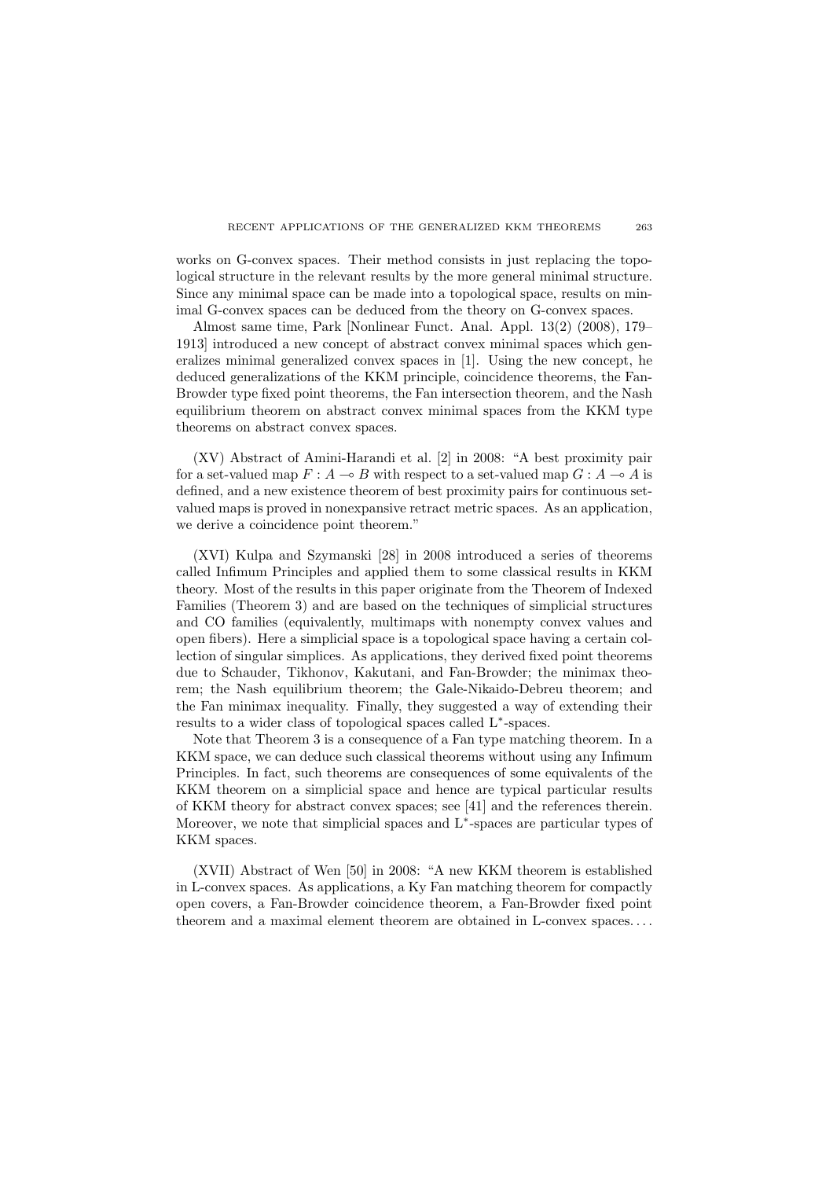works on G-convex spaces. Their method consists in just replacing the topological structure in the relevant results by the more general minimal structure. Since any minimal space can be made into a topological space, results on minimal G-convex spaces can be deduced from the theory on G-convex spaces.

Almost same time, Park [Nonlinear Funct. Anal. Appl. 13(2) (2008), 179–1913] introduced a new concept of abstract convex minimal spaces which generalizes minimal generalized convex spaces in [1]. Using the new concept, he deduced generalizations of the KKM principle, coincidence theorems, the Fan-Browder type fixed point theorems, the Fan intersection theorem, and the Nash equilibrium theorem on abstract convex minimal spaces from the KKM type theorems on abstract convex spaces.

(XV) Abstract of Amini-Harandi et al. [2] in 2008: "A best proximity pair for a set-valued map $F : A \multimap B$ with respect to a set-valued map $G : A \multimap A$ is defined, and a new existence theorem of best proximity pairs for continuous set-valued maps is proved in nonexpansive retract metric spaces. As an application, we derive a coincidence point theorem."

(XVI) Kulpa and Szymanski [28] in 2008 introduced a series of theorems called Infimum Principles and applied them to some classical results in KKM theory. Most of the results in this paper originate from the Theorem of Indexed Families (Theorem 3) and are based on the techniques of simplicial structures and CO families (equivalently, multimaps with nonempty convex values and open fibers). Here a simplicial space is a topological space having a certain collection of singular simplices. As applications, they derived fixed point theorems due to Schauder, Tikhonov, Kakutani, and Fan-Browder; the minimax theorem; the Nash equilibrium theorem; the Gale-Nikaido-Debreu theorem; and the Fan minimax inequality. Finally, they suggested a way of extending their results to a wider class of topological spaces called L$^*$-spaces.

Note that Theorem 3 is a consequence of a Fan type matching theorem. In a KKM space, we can deduce such classical theorems without using any Infimum Principles. In fact, such theorems are consequences of some equivalents of the KKM theorem on a simplicial space and hence are typical particular results of KKM theory for abstract convex spaces; see [41] and the references therein. Moreover, we note that simplicial spaces and L$^*$-spaces are particular types of KKM spaces.

(XVII) Abstract of Wen [50] in 2008: "A new KKM theorem is established in L-convex spaces. As applications, a Ky Fan matching theorem for compactly open covers, a Fan-Browder coincidence theorem, a Fan-Browder fixed point theorem and a maximal element theorem are obtained in L-convex spaces. . . .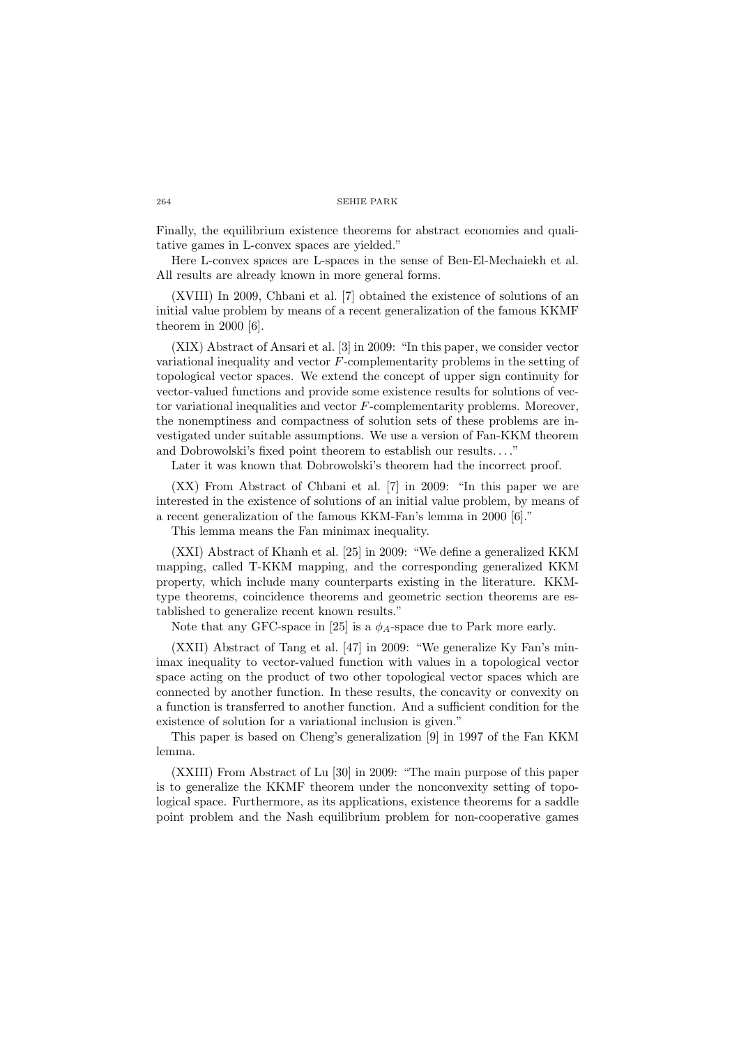Finally, the equilibrium existence theorems for abstract economies and qualitative games in L-convex spaces are yielded."

Here L-convex spaces are L-spaces in the sense of Ben-El-Mechaiekh et al. All results are already known in more general forms.

(XVIII) In 2009, Chbani et al. [7] obtained the existence of solutions of an initial value problem by means of a recent generalization of the famous KKMF theorem in 2000 [6].

(XIX) Abstract of Ansari et al. [3] in 2009: "In this paper, we consider vector variational inequality and vector $F$-complementarity problems in the setting of topological vector spaces. We extend the concept of upper sign continuity for vector-valued functions and provide some existence results for solutions of vector variational inequalities and vector $F$-complementarity problems. Moreover, the nonemptiness and compactness of solution sets of these problems are investigated under suitable assumptions. We use a version of Fan-KKM theorem and Dobrowolski's fixed point theorem to establish our results. . . ."

Later it was known that Dobrowolski's theorem had the incorrect proof.

(XX) From Abstract of Chbani et al. [7] in 2009: "In this paper we are interested in the existence of solutions of an initial value problem, by means of a recent generalization of the famous KKM-Fan's lemma in 2000 [6]."

This lemma means the Fan minimax inequality.

(XXI) Abstract of Khanh et al. [25] in 2009: "We define a generalized KKM mapping, called T-KKM mapping, and the corresponding generalized KKM property, which include many counterparts existing in the literature. KKM-type theorems, coincidence theorems and geometric section theorems are established to generalize recent known results."

Note that any GFC-space in [25] is a $\phi_A$-space due to Park more early.

(XXII) Abstract of Tang et al. [47] in 2009: "We generalize Ky Fan's minimax inequality to vector-valued function with values in a topological vector space acting on the product of two other topological vector spaces which are connected by another function. In these results, the concavity or convexity on a function is transferred to another function. And a sufficient condition for the existence of solution for a variational inclusion is given."

This paper is based on Cheng's generalization [9] in 1997 of the Fan KKM lemma.

(XXIII) From Abstract of Lu [30] in 2009: "The main purpose of this paper is to generalize the KKMF theorem under the nonconvexity setting of topological space. Furthermore, as its applications, existence theorems for a saddle point problem and the Nash equilibrium problem for non-cooperative games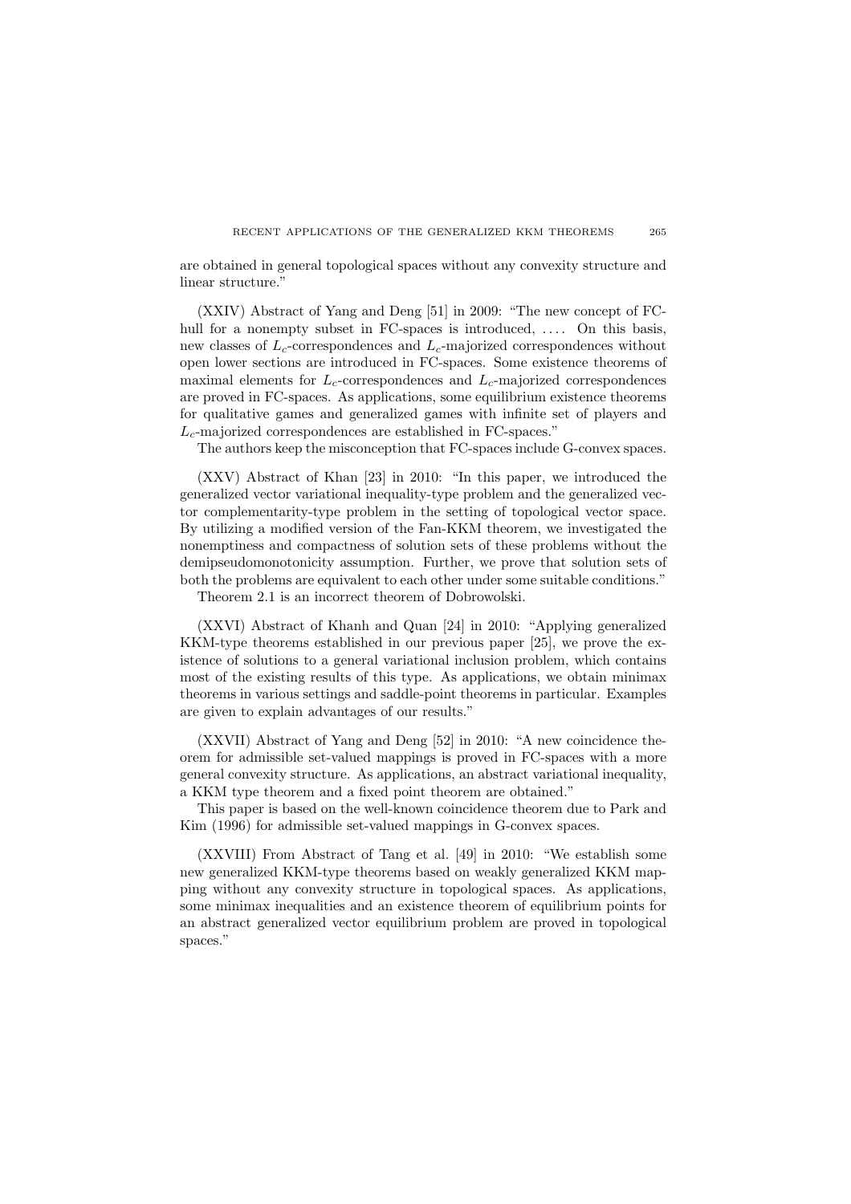are obtained in general topological spaces without any convexity structure and linear structure."

(XXIV) Abstract of Yang and Deng [51] in 2009: "The new concept of FC-hull for a nonempty subset in FC-spaces is introduced, .... On this basis, new classes of $L_c$-correspondences and $L_c$-majorized correspondences without open lower sections are introduced in FC-spaces. Some existence theorems of maximal elements for $L_c$-correspondences and $L_c$-majorized correspondences are proved in FC-spaces. As applications, some equilibrium existence theorems for qualitative games and generalized games with infinite set of players and $L_c$-majorized correspondences are established in FC-spaces."

The authors keep the misconception that FC-spaces include G-convex spaces.

(XXV) Abstract of Khan [23] in 2010: "In this paper, we introduced the generalized vector variational inequality-type problem and the generalized vector complementarity-type problem in the setting of topological vector space. By utilizing a modified version of the Fan-KKM theorem, we investigated the nonemptiness and compactness of solution sets of these problems without the demipseudomonotonicity assumption. Further, we prove that solution sets of both the problems are equivalent to each other under some suitable conditions."

Theorem 2.1 is an incorrect theorem of Dobrowolski.

(XXVI) Abstract of Khanh and Quan [24] in 2010: "Applying generalized KKM-type theorems established in our previous paper [25], we prove the existence of solutions to a general variational inclusion problem, which contains most of the existing results of this type. As applications, we obtain minimax theorems in various settings and saddle-point theorems in particular. Examples are given to explain advantages of our results."

(XXVII) Abstract of Yang and Deng [52] in 2010: "A new coincidence theorem for admissible set-valued mappings is proved in FC-spaces with a more general convexity structure. As applications, an abstract variational inequality, a KKM type theorem and a fixed point theorem are obtained."

This paper is based on the well-known coincidence theorem due to Park and Kim (1996) for admissible set-valued mappings in G-convex spaces.

(XXVIII) From Abstract of Tang et al. [49] in 2010: "We establish some new generalized KKM-type theorems based on weakly generalized KKM mapping without any convexity structure in topological spaces. As applications, some minimax inequalities and an existence theorem of equilibrium points for an abstract generalized vector equilibrium problem are proved in topological spaces."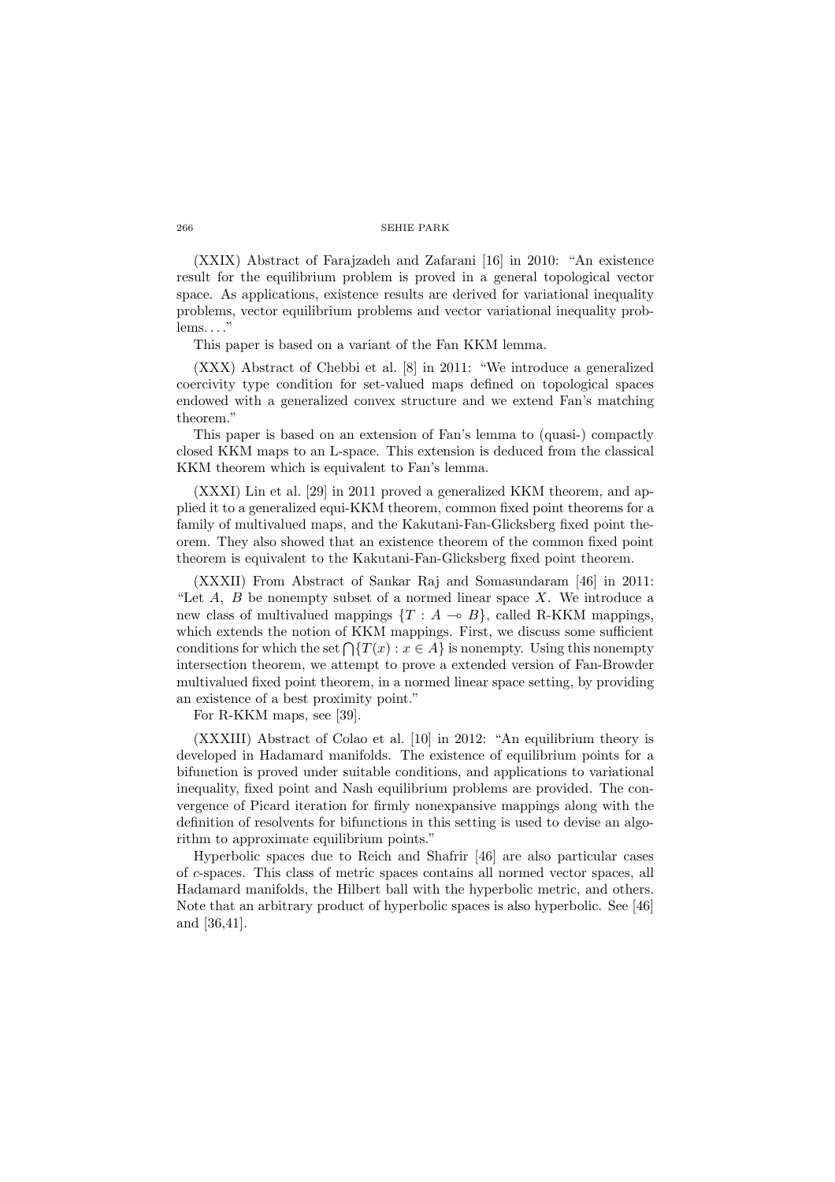(XXIX) Abstract of Farajzadeh and Zafarani [16] in 2010: "An existence result for the equilibrium problem is proved in a general topological vector space. As applications, existence results are derived for variational inequality problems, vector equilibrium problems and vector variational inequality problems. . . ."

This paper is based on a variant of the Fan KKM lemma.

(XXX) Abstract of Chebbi et al. [8] in 2011: "We introduce a generalized coercivity type condition for set-valued maps defined on topological spaces endowed with a generalized convex structure and we extend Fan's matching theorem."

This paper is based on an extension of Fan's lemma to (quasi-) compactly closed KKM maps to an L-space. This extension is deduced from the classical KKM theorem which is equivalent to Fan's lemma.

(XXXI) Lin et al. [29] in 2011 proved a generalized KKM theorem, and applied it to a generalized equi-KKM theorem, common fixed point theorems for a family of multivalued maps, and the Kakutani-Fan-Glicksberg fixed point theorem. They also showed that an existence theorem of the common fixed point theorem is equivalent to the Kakutani-Fan-Glicksberg fixed point theorem.

(XXXII) From Abstract of Sankar Raj and Somasundaram [46] in 2011: "Let $A$, $B$ be nonempty subset of a normed linear space $X$. We introduce a new class of multivalued mappings $\{T : A \multimap B\}$, called R-KKM mappings, which extends the notion of KKM mappings. First, we discuss some sufficient conditions for which the set $\bigcap\{T(x) : x \in A\}$ is nonempty. Using this nonempty intersection theorem, we attempt to prove a extended version of Fan-Browder multivalued fixed point theorem, in a normed linear space setting, by providing an existence of a best proximity point."

For R-KKM maps, see [39].

(XXXIII) Abstract of Colao et al. [10] in 2012: "An equilibrium theory is developed in Hadamard manifolds. The existence of equilibrium points for a bifunction is proved under suitable conditions, and applications to variational inequality, fixed point and Nash equilibrium problems are provided. The convergence of Picard iteration for firmly nonexpansive mappings along with the definition of resolvents for bifunctions in this setting is used to devise an algorithm to approximate equilibrium points."

Hyperbolic spaces due to Reich and Shafrir [46] are also particular cases of $c$-spaces. This class of metric spaces contains all normed vector spaces, all Hadamard manifolds, the Hilbert ball with the hyperbolic metric, and others. Note that an arbitrary product of hyperbolic spaces is also hyperbolic. See [46] and [36,41].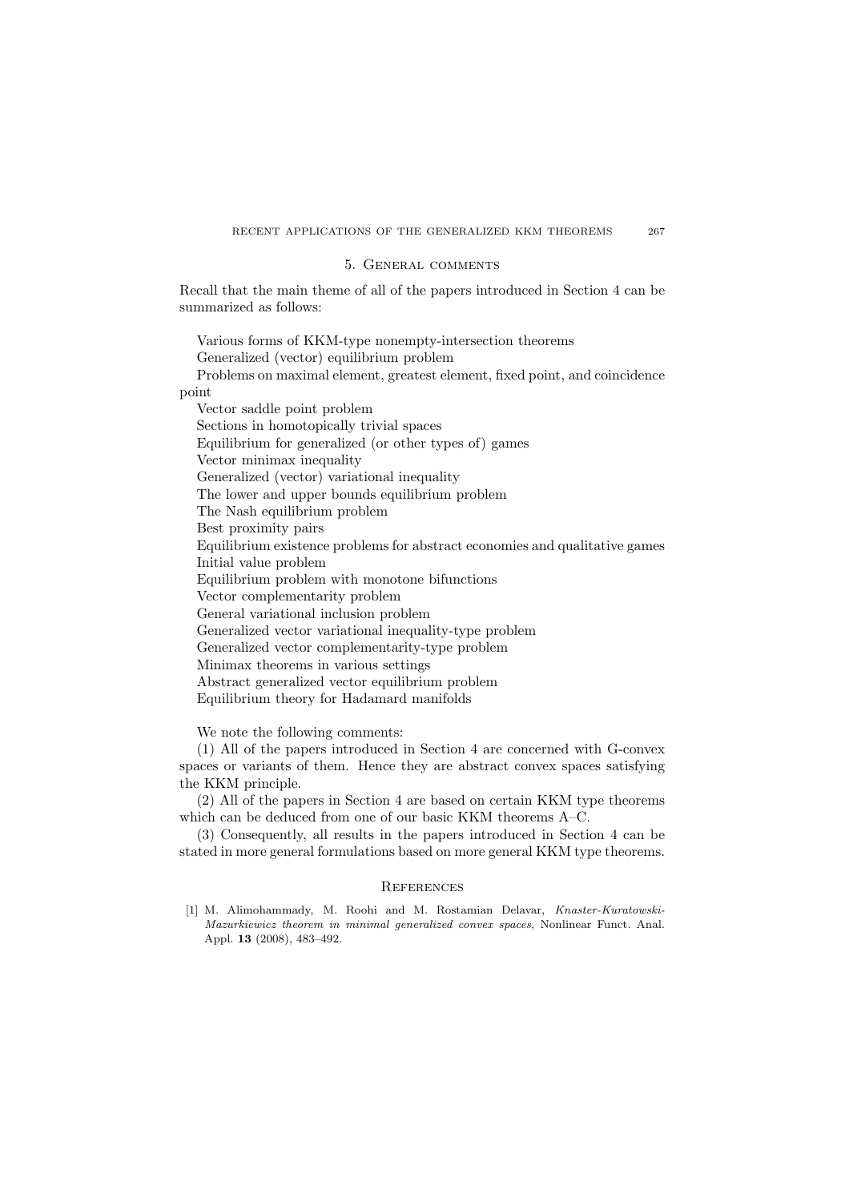## 5. General comments

Recall that the main theme of all of the papers introduced in Section 4 can be summarized as follows:

Various forms of KKM-type nonempty-intersection theorems
Generalized (vector) equilibrium problem
Problems on maximal element, greatest element, fixed point, and coincidence point
Vector saddle point problem
Sections in homotopically trivial spaces
Equilibrium for generalized (or other types of) games
Vector minimax inequality
Generalized (vector) variational inequality
The lower and upper bounds equilibrium problem
The Nash equilibrium problem
Best proximity pairs
Equilibrium existence problems for abstract economies and qualitative games
Initial value problem
Equilibrium problem with monotone bifunctions
Vector complementarity problem
General variational inclusion problem
Generalized vector variational inequality-type problem
Generalized vector complementarity-type problem
Minimax theorems in various settings
Abstract generalized vector equilibrium problem
Equilibrium theory for Hadamard manifolds

We note the following comments:

(1) All of the papers introduced in Section 4 are concerned with G-convex spaces or variants of them. Hence they are abstract convex spaces satisfying the KKM principle.

(2) All of the papers in Section 4 are based on certain KKM type theorems which can be deduced from one of our basic KKM theorems A–C.

(3) Consequently, all results in the papers introduced in Section 4 can be stated in more general formulations based on more general KKM type theorems.

## References

[1] M. Alimohammady, M. Roohi and M. Rostamian Delavar, *Knaster-Kuratowski-Mazurkiewicz theorem in minimal generalized convex spaces*, Nonlinear Funct. Anal. Appl. **13** (2008), 483–492.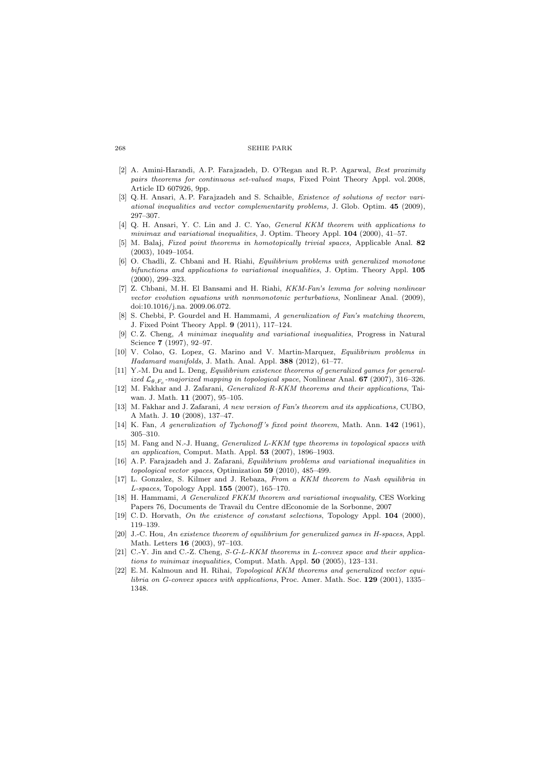[2] A. Amini-Harandi, A. P. Farajzadeh, D. O'Regan and R. P. Agarwal, *Best proximity pairs theorems for continuous set-valued maps*, Fixed Point Theory Appl. vol. 2008, Article ID 607926, 9pp.

[3] Q. H. Ansari, A. P. Farajzadeh and S. Schaible, *Existence of solutions of vector variational inequalities and vector complementarity problems,* J. Glob. Optim. **45** (2009), 297–307.

[4] Q. H. Ansari, Y. C. Lin and J. C. Yao, *General KKM theorem with applications to minimax and variational inequalities*, J. Optim. Theory Appl. **104** (2000), 41–57.

[5] M. Balaj, *Fixed point theorems in homotopically trivial spaces,* Applicable Anal. **82** (2003), 1049–1054.

[6] O. Chadli, Z. Chbani and H. Riahi, *Equilibrium problems with generalized monotone bifunctions and applications to variational inequalities*, J. Optim. Theory Appl. **105** (2000), 299–323.

[7] Z. Chbani, M. H. El Bansami and H. Riahi, *KKM-Fan's lemma for solving nonlinear vector evolution equations with nonmonotonic perturbations*, Nonlinear Anal. (2009), doi:10.1016/j.na. 2009.06.072.

[8] S. Chebbi, P. Gourdel and H. Hammami, *A generalization of Fan's matching theorem*, J. Fixed Point Theory Appl. **9** (2011), 117–124.

[9] C. Z. Cheng, *A minimax inequality and variational inequalities*, Progress in Natural Science **7** (1997), 92–97.

[10] V. Colao, G. Lopez, G. Marino and V. Martin-Marquez, *Equilibrium problems in Hadamard manifolds*, J. Math. Anal. Appl. **388** (2012), 61–77.

[11] Y.-M. Du and L. Deng, *Equilibrium existence theorems of generalized games for generalized $\mathcal{L}_{\theta,F_c}$-majorized mapping in topological space*, Nonlinear Anal. **67** (2007), 316–326.

[12] M. Fakhar and J. Zafarani, *Generalized R-KKM theorems and their applications*, Taiwan. J. Math. **11** (2007), 95–105.

[13] M. Fakhar and J. Zafarani, *A new version of Fan's theorem and its applications,* CUBO, A Math. J. **10** (2008), 137–47.

[14] K. Fan, *A generalization of Tychonoff's fixed point theorem*, Math. Ann. **142** (1961), 305–310.

[15] M. Fang and N.-J. Huang, *Generalized L-KKM type theorems in topological spaces with an application*, Comput. Math. Appl. **53** (2007), 1896–1903.

[16] A. P. Farajzadeh and J. Zafarani, *Equilibrium problems and variational inequalities in topological vector spaces*, Optimization **59** (2010), 485–499.

[17] L. Gonzalez, S. Kilmer and J. Rebaza, *From a KKM theorem to Nash equilibria in L-spaces*, Topology Appl. **155** (2007), 165–170.

[18] H. Hammami, *A Generalized FKKM theorem and variational inequality*, CES Working Papers 76, Documents de Travail du Centre dEconomie de la Sorbonne, 2007

[19] C. D. Horvath, *On the existence of constant selections*, Topology Appl. **104** (2000), 119–139.

[20] J.-C. Hou, *An existence theorem of equilibrium for generalized games in H-spaces*, Appl. Math. Letters **16** (2003), 97–103.

[21] C.-Y. Jin and C.-Z. Cheng, *S-G-L-KKM theorems in L-convex space and their applications to minimax inequalities,* Comput. Math. Appl. **50** (2005), 123–131.

[22] E. M. Kalmoun and H. Rihai, *Topological KKM theorems and generalized vector equilibria on G-convex spaces with applications*, Proc. Amer. Math. Soc. **129** (2001), 1335–1348.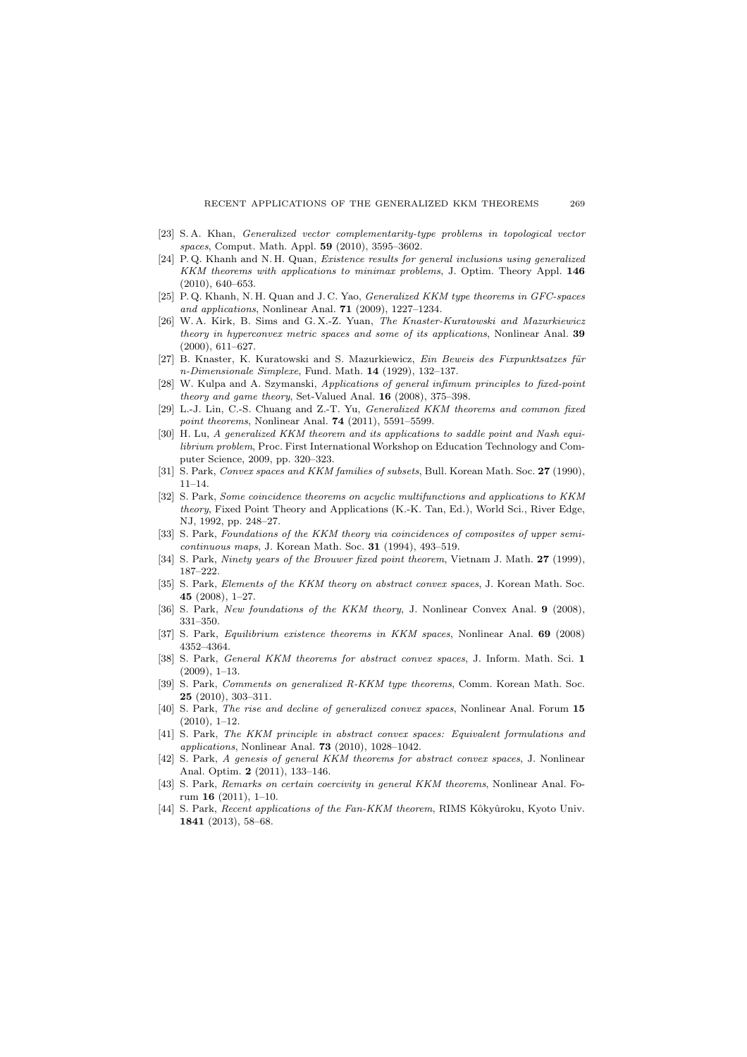[23] S. A. Khan, *Generalized vector complementarity-type problems in topological vector spaces*, Comput. Math. Appl. **59** (2010), 3595–3602.

[24] P. Q. Khanh and N. H. Quan, *Existence results for general inclusions using generalized KKM theorems with applications to minimax problems*, J. Optim. Theory Appl. **146** (2010), 640–653.

[25] P. Q. Khanh, N. H. Quan and J. C. Yao, *Generalized KKM type theorems in GFC-spaces and applications*, Nonlinear Anal. **71** (2009), 1227–1234.

[26] W. A. Kirk, B. Sims and G. X.-Z. Yuan, *The Knaster-Kuratowski and Mazurkiewicz theory in hyperconvex metric spaces and some of its applications*, Nonlinear Anal. **39** (2000), 611–627.

[27] B. Knaster, K. Kuratowski and S. Mazurkiewicz, *Ein Beweis des Fixpunktsatzes für n-Dimensionale Simplexe*, Fund. Math. **14** (1929), 132–137.

[28] W. Kulpa and A. Szymanski, *Applications of general infimum principles to fixed-point theory and game theory*, Set-Valued Anal. **16** (2008), 375–398.

[29] L.-J. Lin, C.-S. Chuang and Z.-T. Yu, *Generalized KKM theorems and common fixed point theorems*, Nonlinear Anal. **74** (2011), 5591–5599.

[30] H. Lu, *A generalized KKM theorem and its applications to saddle point and Nash equilibrium problem*, Proc. First International Workshop on Education Technology and Computer Science, 2009, pp. 320–323.

[31] S. Park, *Convex spaces and KKM families of subsets*, Bull. Korean Math. Soc. **27** (1990), 11–14.

[32] S. Park, *Some coincidence theorems on acyclic multifunctions and applications to KKM theory*, Fixed Point Theory and Applications (K.-K. Tan, Ed.), World Sci., River Edge, NJ, 1992, pp. 248–27.

[33] S. Park, *Foundations of the KKM theory via coincidences of composites of upper semicontinuous maps*, J. Korean Math. Soc. **31** (1994), 493–519.

[34] S. Park, *Ninety years of the Brouwer fixed point theorem*, Vietnam J. Math. **27** (1999), 187–222.

[35] S. Park, *Elements of the KKM theory on abstract convex spaces*, J. Korean Math. Soc. **45** (2008), 1–27.

[36] S. Park, *New foundations of the KKM theory*, J. Nonlinear Convex Anal. **9** (2008), 331–350.

[37] S. Park, *Equilibrium existence theorems in KKM spaces*, Nonlinear Anal. **69** (2008) 4352–4364.

[38] S. Park, *General KKM theorems for abstract convex spaces*, J. Inform. Math. Sci. **1** (2009), 1–13.

[39] S. Park, *Comments on generalized R-KKM type theorems*, Comm. Korean Math. Soc. **25** (2010), 303–311.

[40] S. Park, *The rise and decline of generalized convex spaces*, Nonlinear Anal. Forum **15** (2010), 1–12.

[41] S. Park, *The KKM principle in abstract convex spaces: Equivalent formulations and applications*, Nonlinear Anal. **73** (2010), 1028–1042.

[42] S. Park, *A genesis of general KKM theorems for abstract convex spaces*, J. Nonlinear Anal. Optim. **2** (2011), 133–146.

[43] S. Park, *Remarks on certain coercivity in general KKM theorems*, Nonlinear Anal. Forum **16** (2011), 1–10.

[44] S. Park, *Recent applications of the Fan-KKM theorem*, RIMS Kôkyûroku, Kyoto Univ. **1841** (2013), 58–68.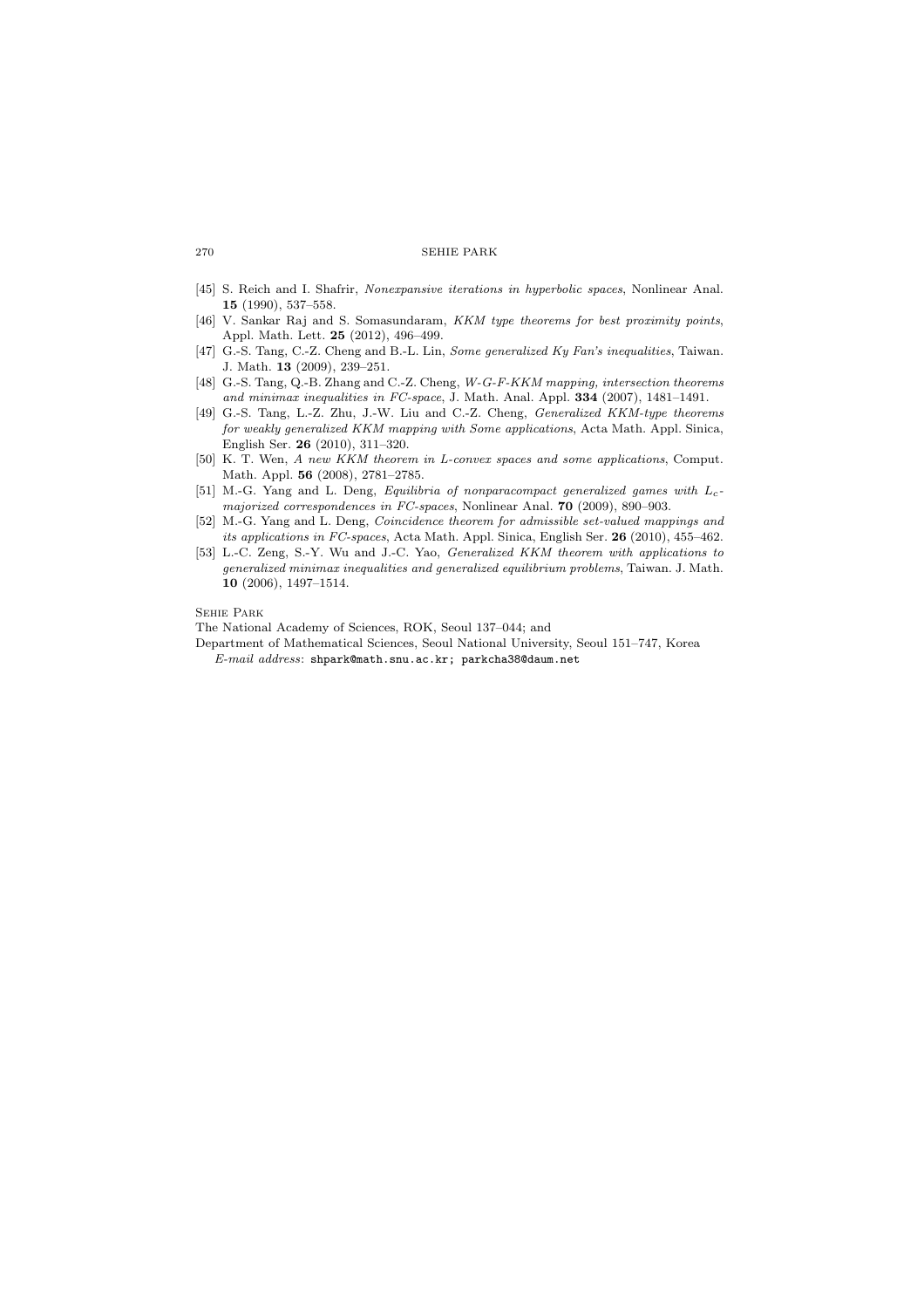[45] S. Reich and I. Shafrir, *Nonexpansive iterations in hyperbolic spaces*, Nonlinear Anal. **15** (1990), 537–558.

[46] V. Sankar Raj and S. Somasundaram, *KKM type theorems for best proximity points*, Appl. Math. Lett. **25** (2012), 496–499.

[47] G.-S. Tang, C.-Z. Cheng and B.-L. Lin, *Some generalized Ky Fan's inequalities*, Taiwan. J. Math. **13** (2009), 239–251.

[48] G.-S. Tang, Q.-B. Zhang and C.-Z. Cheng, *W-G-F-KKM mapping, intersection theorems and minimax inequalities in FC-space*, J. Math. Anal. Appl. **334** (2007), 1481–1491.

[49] G.-S. Tang, L.-Z. Zhu, J.-W. Liu and C.-Z. Cheng, *Generalized KKM-type theorems for weakly generalized KKM mapping with Some applications*, Acta Math. Appl. Sinica, English Ser. **26** (2010), 311–320.

[50] K. T. Wen, *A new KKM theorem in L-convex spaces and some applications*, Comput. Math. Appl. **56** (2008), 2781–2785.

[51] M.-G. Yang and L. Deng, *Equilibria of nonparacompact generalized games with $L_c$-majorized correspondences in FC-spaces*, Nonlinear Anal. **70** (2009), 890–903.

[52] M.-G. Yang and L. Deng, *Coincidence theorem for admissible set-valued mappings and its applications in FC-spaces*, Acta Math. Appl. Sinica, English Ser. **26** (2010), 455–462.

[53] L.-C. Zeng, S.-Y. Wu and J.-C. Yao, *Generalized KKM theorem with applications to generalized minimax inequalities and generalized equilibrium problems*, Taiwan. J. Math. **10** (2006), 1497–1514.

Sehie Park

The National Academy of Sciences, ROK, Seoul 137–044; and

Department of Mathematical Sciences, Seoul National University, Seoul 151–747, Korea

*E-mail address*: shpark@math.snu.ac.kr; parkcha38@daum.net